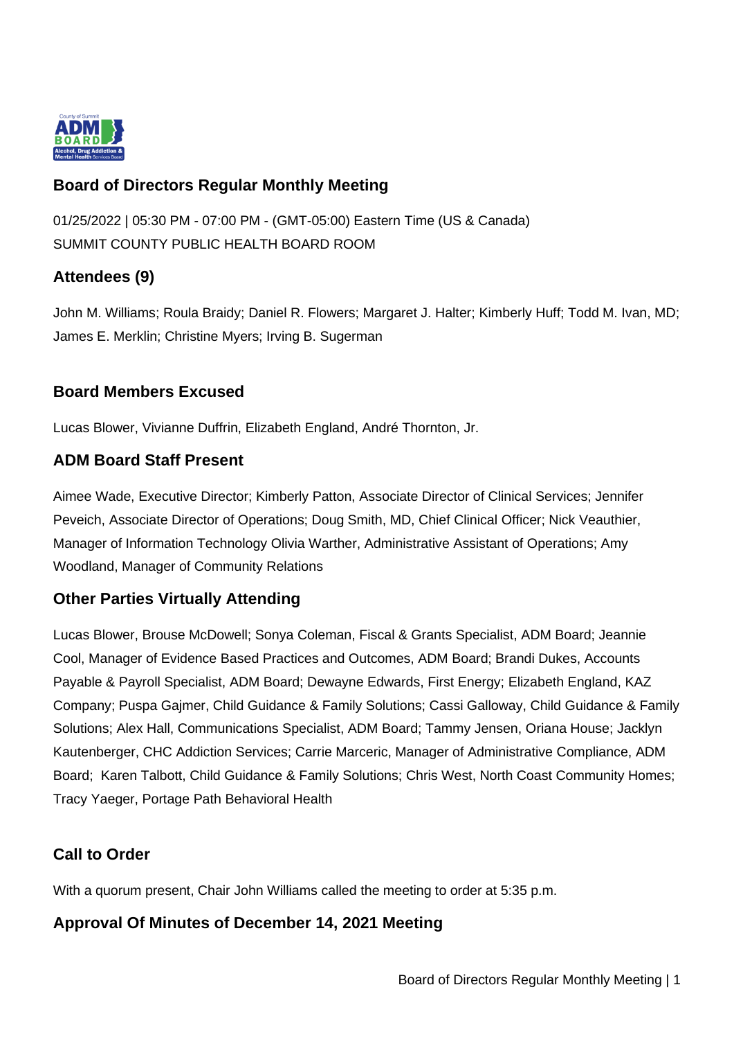## Board of Directors Regular Monthly Meeting

01/25/2022 | 05:30 PM - 07:00 PM - (GMT-05:00) Eastern Time (US & Canada)
SUMMIT COUNTY PUBLIC HEALTH BOARD ROOM

### Attendees (9)

John M. Williams; Roula Braidy; Daniel R. Flowers; Margaret J. Halter; Kimberly Huff; Todd M. Ivan, MD; James E. Merklin; Christine Myers; Irving B. Sugerman

### Board Members Excused

Lucas Blower, Vivianne Duffrin, Elizabeth England, André Thornton, Jr.

### ADM Board Staff Present

Aimee Wade, Executive Director; Kimberly Patton, Associate Director of Clinical Services; Jennifer Peveich, Associate Director of Operations; Doug Smith, MD, Chief Clinical Officer; Nick Veauthier, Manager of Information Technology Olivia Warther, Administrative Assistant of Operations; Amy Woodland, Manager of Community Relations

### Other Parties Virtually Attending

Lucas Blower, Brouse McDowell; Sonya Coleman, Fiscal & Grants Specialist, ADM Board; Jeannie Cool, Manager of Evidence Based Practices and Outcomes, ADM Board; Brandi Dukes, Accounts Payable & Payroll Specialist, ADM Board; Dewayne Edwards, First Energy; Elizabeth England, KAZ Company; Puspa Gajmer, Child Guidance & Family Solutions; Cassi Galloway, Child Guidance & Family Solutions; Alex Hall, Communications Specialist, ADM Board; Tammy Jensen, Oriana House; Jacklyn Kautenberger, CHC Addiction Services; Carrie Marceric, Manager of Administrative Compliance, ADM Board; Karen Talbott, Child Guidance & Family Solutions; Chris West, North Coast Community Homes; Tracy Yaeger, Portage Path Behavioral Health

### Call to Order

With a quorum present, Chair John Williams called the meeting to order at 5:35 p.m.

### Approval Of Minutes of December 14, 2021 Meeting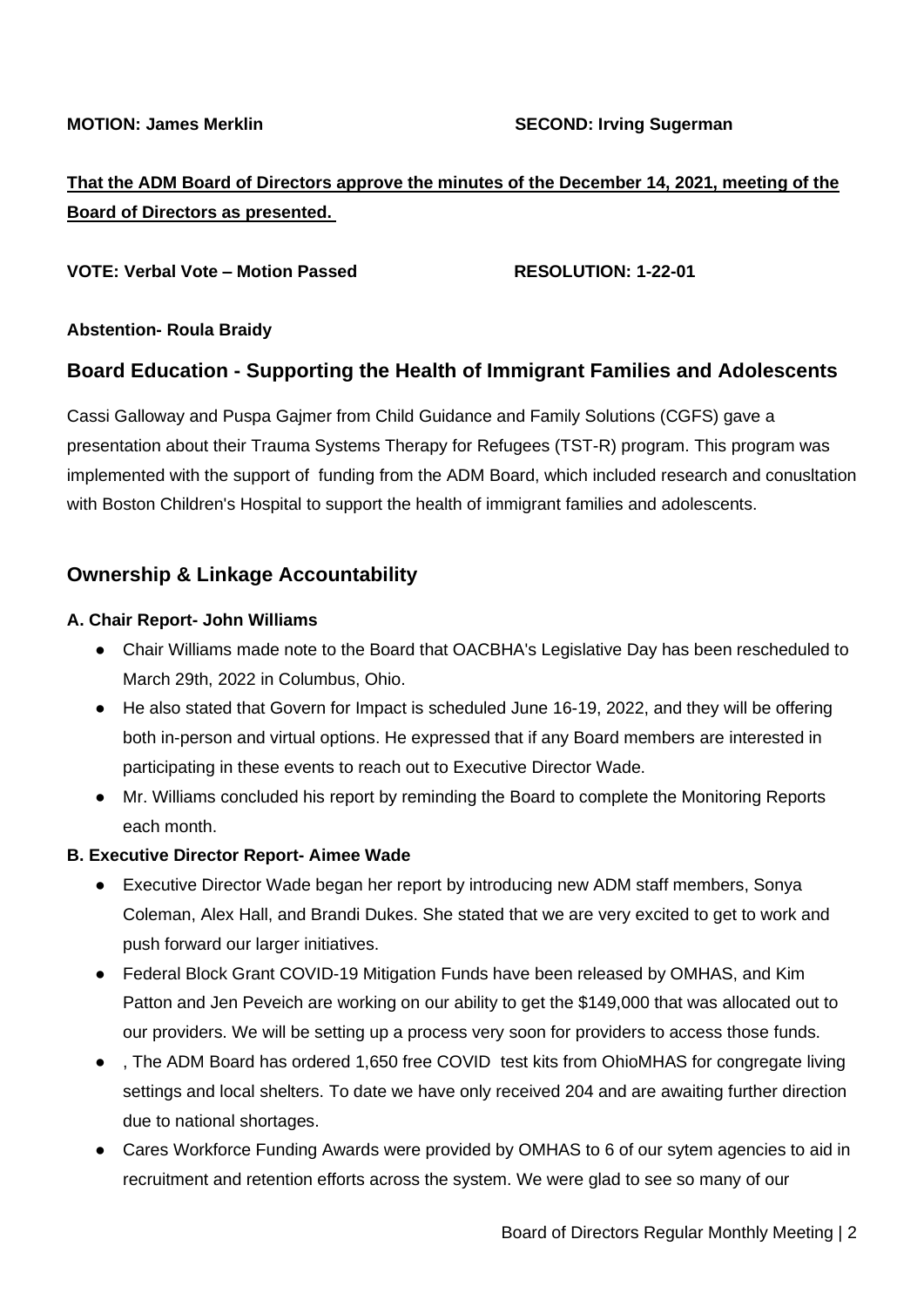**MOTION: James Merklin** **SECOND: Irving Sugerman**

**That the ADM Board of Directors approve the minutes of the December 14, 2021, meeting of the Board of Directors as presented.**

**VOTE: Verbal Vote – Motion Passed** **RESOLUTION: 1-22-01**

**Abstention- Roula Braidy**

## Board Education - Supporting the Health of Immigrant Families and Adolescents

Cassi Galloway and Puspa Gajmer from Child Guidance and Family Solutions (CGFS) gave a presentation about their Trauma Systems Therapy for Refugees (TST-R) program. This program was implemented with the support of funding from the ADM Board, which included research and conusltation with Boston Children's Hospital to support the health of immigrant families and adolescents.

## Ownership & Linkage Accountability

### A. Chair Report- John Williams

- Chair Williams made note to the Board that OACBHA's Legislative Day has been rescheduled to March 29th, 2022 in Columbus, Ohio.
- He also stated that Govern for Impact is scheduled June 16-19, 2022, and they will be offering both in-person and virtual options. He expressed that if any Board members are interested in participating in these events to reach out to Executive Director Wade.
- Mr. Williams concluded his report by reminding the Board to complete the Monitoring Reports each month.

### B. Executive Director Report- Aimee Wade

- Executive Director Wade began her report by introducing new ADM staff members, Sonya Coleman, Alex Hall, and Brandi Dukes. She stated that we are very excited to get to work and push forward our larger initiatives.
- Federal Block Grant COVID-19 Mitigation Funds have been released by OMHAS, and Kim Patton and Jen Peveich are working on our ability to get the $149,000 that was allocated out to our providers. We will be setting up a process very soon for providers to access those funds.
- , The ADM Board has ordered 1,650 free COVID test kits from OhioMHAS for congregate living settings and local shelters. To date we have only received 204 and are awaiting further direction due to national shortages.
- Cares Workforce Funding Awards were provided by OMHAS to 6 of our sytem agencies to aid in recruitment and retention efforts across the system. We were glad to see so many of our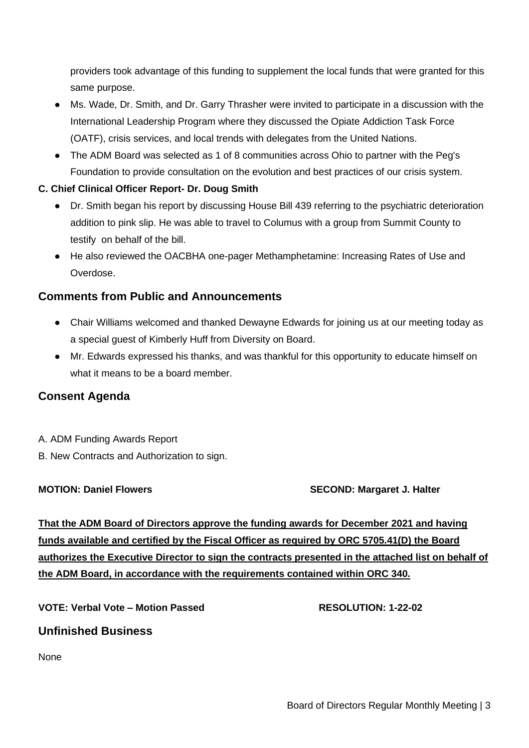providers took advantage of this funding to supplement the local funds that were granted for this same purpose.

- Ms. Wade, Dr. Smith, and Dr. Garry Thrasher were invited to participate in a discussion with the International Leadership Program where they discussed the Opiate Addiction Task Force (OATF), crisis services, and local trends with delegates from the United Nations.
- The ADM Board was selected as 1 of 8 communities across Ohio to partner with the Peg's Foundation to provide consultation on the evolution and best practices of our crisis system.

**C. Chief Clinical Officer Report- Dr. Doug Smith**

- Dr. Smith began his report by discussing House Bill 439 referring to the psychiatric deterioration addition to pink slip. He was able to travel to Columus with a group from Summit County to testify on behalf of the bill.
- He also reviewed the OACBHA one-pager Methamphetamine: Increasing Rates of Use and Overdose.

## Comments from Public and Announcements

- Chair Williams welcomed and thanked Dewayne Edwards for joining us at our meeting today as a special guest of Kimberly Huff from Diversity on Board.
- Mr. Edwards expressed his thanks, and was thankful for this opportunity to educate himself on what it means to be a board member.

## Consent Agenda

A. ADM Funding Awards Report

B. New Contracts and Authorization to sign.

**MOTION: Daniel Flowers** **SECOND: Margaret J. Halter**

**That the ADM Board of Directors approve the funding awards for December 2021 and having funds available and certified by the Fiscal Officer as required by ORC 5705.41(D) the Board authorizes the Executive Director to sign the contracts presented in the attached list on behalf of the ADM Board, in accordance with the requirements contained within ORC 340.**

**VOTE: Verbal Vote – Motion Passed** **RESOLUTION: 1-22-02**

## Unfinished Business

None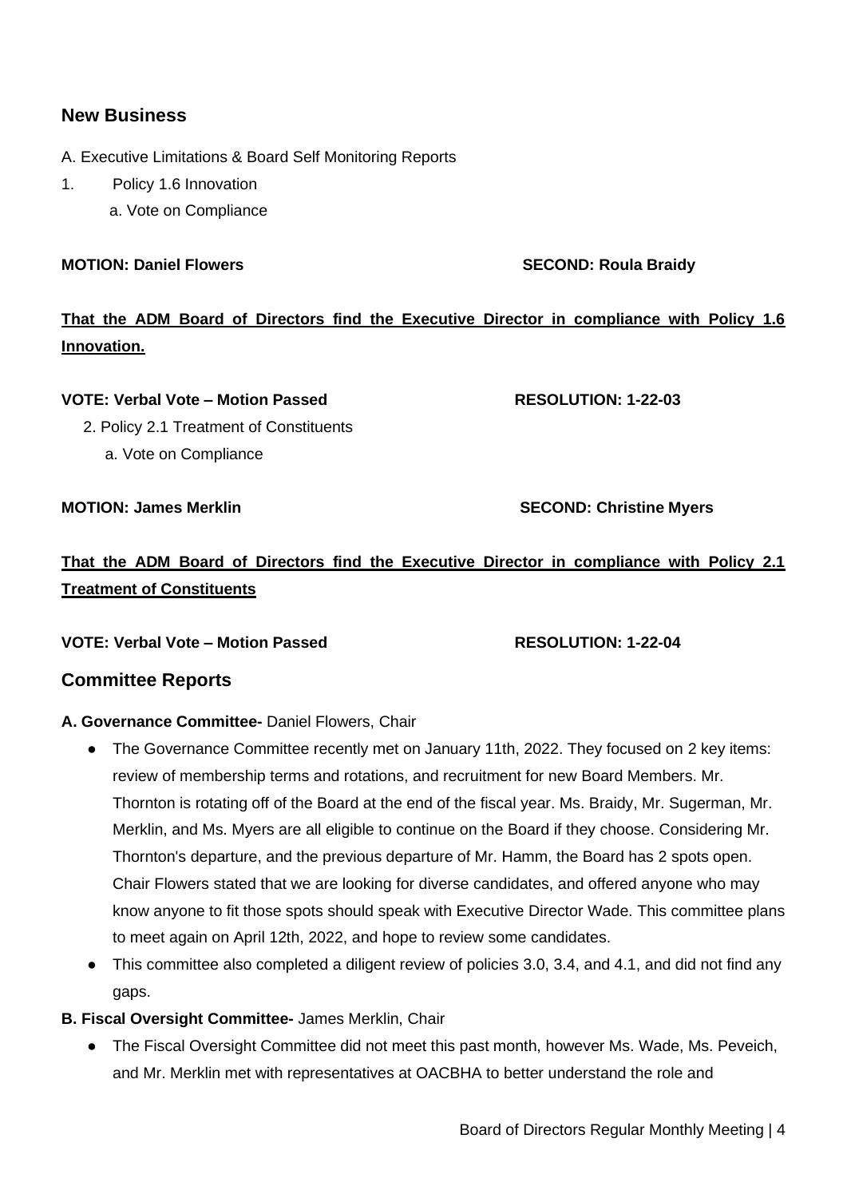## New Business

A. Executive Limitations & Board Self Monitoring Reports

1. Policy 1.6 Innovation
   a. Vote on Compliance

**MOTION: Daniel Flowers** **SECOND: Roula Braidy**

**That the ADM Board of Directors find the Executive Director in compliance with Policy 1.6 Innovation.**

**VOTE: Verbal Vote – Motion Passed** **RESOLUTION: 1-22-03**

2. Policy 2.1 Treatment of Constituents
   a. Vote on Compliance

**MOTION: James Merklin** **SECOND: Christine Myers**

**That the ADM Board of Directors find the Executive Director in compliance with Policy 2.1 Treatment of Constituents**

**VOTE: Verbal Vote – Motion Passed** **RESOLUTION: 1-22-04**

## Committee Reports

**A. Governance Committee-** Daniel Flowers, Chair

- The Governance Committee recently met on January 11th, 2022. They focused on 2 key items: review of membership terms and rotations, and recruitment for new Board Members. Mr. Thornton is rotating off of the Board at the end of the fiscal year. Ms. Braidy, Mr. Sugerman, Mr. Merklin, and Ms. Myers are all eligible to continue on the Board if they choose. Considering Mr. Thornton's departure, and the previous departure of Mr. Hamm, the Board has 2 spots open. Chair Flowers stated that we are looking for diverse candidates, and offered anyone who may know anyone to fit those spots should speak with Executive Director Wade. This committee plans to meet again on April 12th, 2022, and hope to review some candidates.
- This committee also completed a diligent review of policies 3.0, 3.4, and 4.1, and did not find any gaps.

**B. Fiscal Oversight Committee-** James Merklin, Chair

- The Fiscal Oversight Committee did not meet this past month, however Ms. Wade, Ms. Peveich, and Mr. Merklin met with representatives at OACBHA to better understand the role and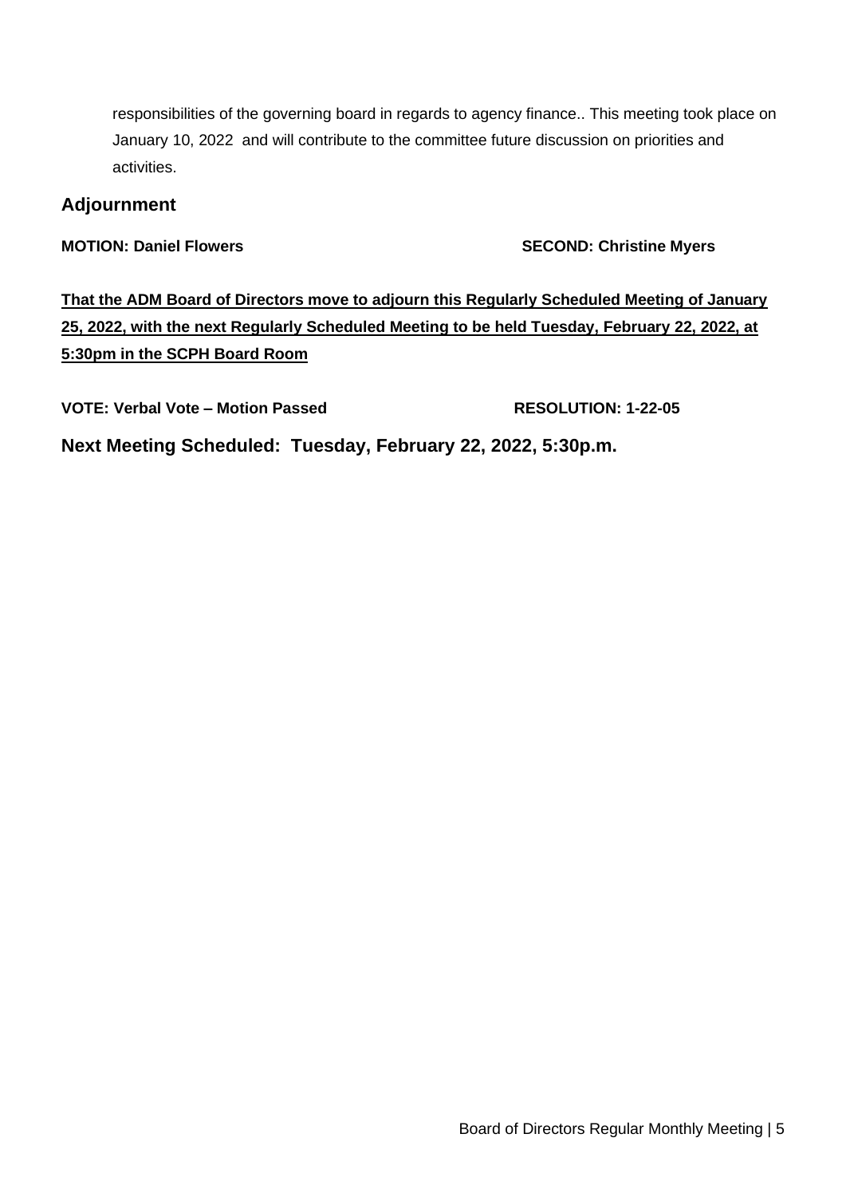responsibilities of the governing board in regards to agency finance.. This meeting took place on January 10, 2022 and will contribute to the committee future discussion on priorities and activities.

## Adjournment

**MOTION: Daniel Flowers** **SECOND: Christine Myers**

**That the ADM Board of Directors move to adjourn this Regularly Scheduled Meeting of January 25, 2022, with the next Regularly Scheduled Meeting to be held Tuesday, February 22, 2022, at 5:30pm in the SCPH Board Room**

**VOTE: Verbal Vote – Motion Passed** **RESOLUTION: 1-22-05**

**Next Meeting Scheduled: Tuesday, February 22, 2022, 5:30p.m.**